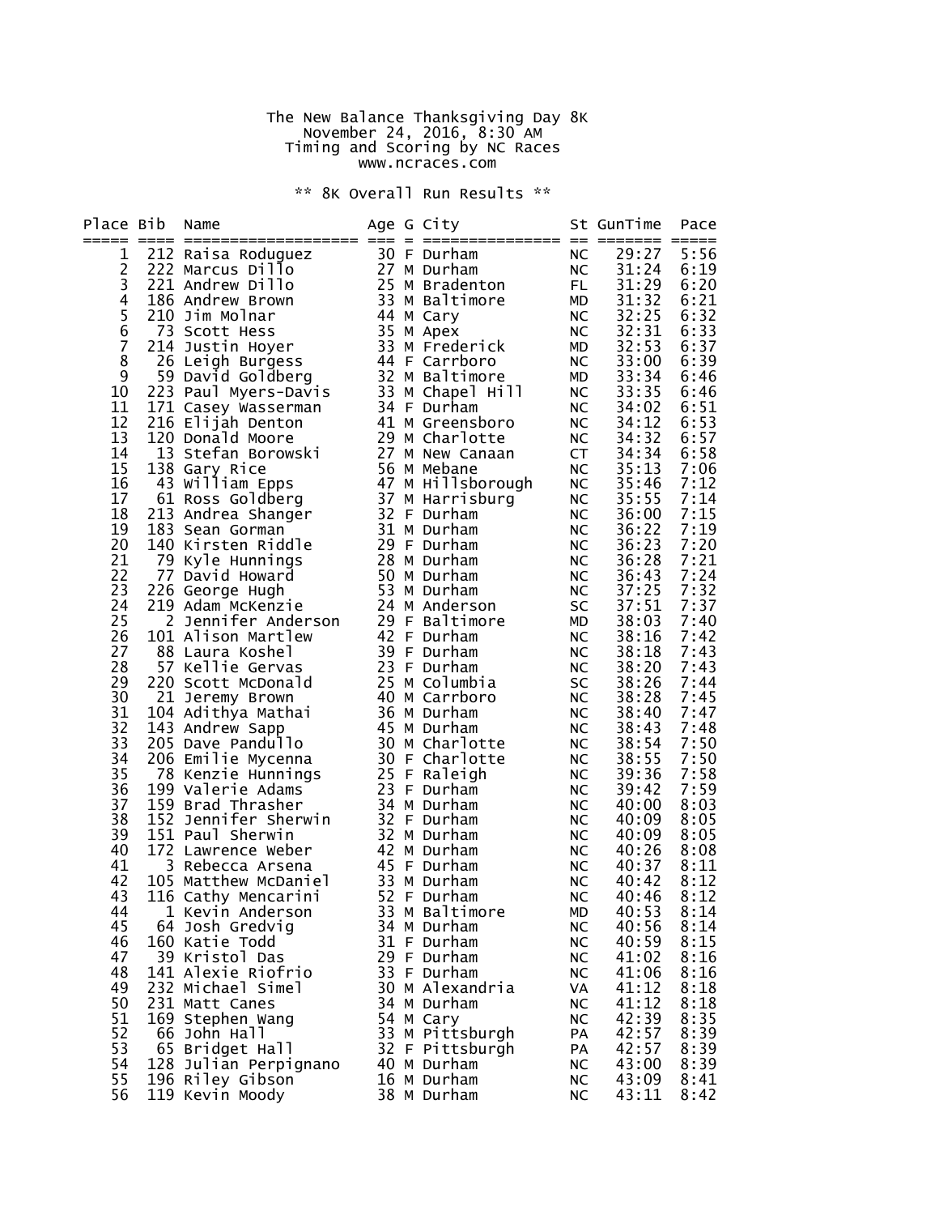The New Balance Thanksgiving Day 8K
November 24, 2016, 8:30 AM
Timing and Scoring by NC Races
www.ncraces.com

** 8K Overall Run Results **

| Place | Bib | Name | Age | G | City | St | GunTime | Pace |
|---|---|---|---|---|---|---|---|---|
| 1 | 212 | Raisa Roduguez | 30 | F | Durham | NC | 29:27 | 5:56 |
| 2 | 222 | Marcus Dillo | 27 | M | Durham | NC | 31:24 | 6:19 |
| 3 | 221 | Andrew Dillo | 25 | M | Bradenton | FL | 31:29 | 6:20 |
| 4 | 186 | Andrew Brown | 33 | M | Baltimore | MD | 31:32 | 6:21 |
| 5 | 210 | Jim Molnar | 44 | M | Cary | NC | 32:25 | 6:32 |
| 6 | 73 | Scott Hess | 35 | M | Apex | NC | 32:31 | 6:33 |
| 7 | 214 | Justin Hoyer | 33 | M | Frederick | MD | 32:53 | 6:37 |
| 8 | 26 | Leigh Burgess | 44 | F | Carrboro | NC | 33:00 | 6:39 |
| 9 | 59 | David Goldberg | 32 | M | Baltimore | MD | 33:34 | 6:46 |
| 10 | 223 | Paul Myers-Davis | 33 | M | Chapel Hill | NC | 33:35 | 6:46 |
| 11 | 171 | Casey Wasserman | 34 | F | Durham | NC | 34:02 | 6:51 |
| 12 | 216 | Elijah Denton | 41 | M | Greensboro | NC | 34:12 | 6:53 |
| 13 | 120 | Donald Moore | 29 | M | Charlotte | NC | 34:32 | 6:57 |
| 14 | 13 | Stefan Borowski | 27 | M | New Canaan | CT | 34:34 | 6:58 |
| 15 | 138 | Gary Rice | 56 | M | Mebane | NC | 35:13 | 7:06 |
| 16 | 43 | William Epps | 47 | M | Hillsborough | NC | 35:46 | 7:12 |
| 17 | 61 | Ross Goldberg | 37 | M | Harrisburg | NC | 35:55 | 7:14 |
| 18 | 213 | Andrea Shanger | 32 | F | Durham | NC | 36:00 | 7:15 |
| 19 | 183 | Sean Gorman | 31 | M | Durham | NC | 36:22 | 7:19 |
| 20 | 140 | Kirsten Riddle | 29 | F | Durham | NC | 36:23 | 7:20 |
| 21 | 79 | Kyle Hunnings | 28 | M | Durham | NC | 36:28 | 7:21 |
| 22 | 77 | David Howard | 50 | M | Durham | NC | 36:43 | 7:24 |
| 23 | 226 | George Hugh | 53 | M | Durham | NC | 37:25 | 7:32 |
| 24 | 219 | Adam McKenzie | 24 | M | Anderson | SC | 37:51 | 7:37 |
| 25 | 2 | Jennifer Anderson | 29 | F | Baltimore | MD | 38:03 | 7:40 |
| 26 | 101 | Alison Martlew | 42 | F | Durham | NC | 38:16 | 7:42 |
| 27 | 88 | Laura Koshel | 39 | F | Durham | NC | 38:18 | 7:43 |
| 28 | 57 | Kellie Gervas | 23 | F | Durham | NC | 38:20 | 7:43 |
| 29 | 220 | Scott McDonald | 25 | M | Columbia | SC | 38:26 | 7:44 |
| 30 | 21 | Jeremy Brown | 40 | M | Carrboro | NC | 38:28 | 7:45 |
| 31 | 104 | Adithya Mathai | 36 | M | Durham | NC | 38:40 | 7:47 |
| 32 | 143 | Andrew Sapp | 45 | M | Durham | NC | 38:43 | 7:48 |
| 33 | 205 | Dave Pandullo | 30 | M | Charlotte | NC | 38:54 | 7:50 |
| 34 | 206 | Emilie Mycenna | 30 | F | Charlotte | NC | 38:55 | 7:50 |
| 35 | 78 | Kenzie Hunnings | 25 | F | Raleigh | NC | 39:36 | 7:58 |
| 36 | 199 | Valerie Adams | 23 | F | Durham | NC | 39:42 | 7:59 |
| 37 | 159 | Brad Thrasher | 34 | M | Durham | NC | 40:00 | 8:03 |
| 38 | 152 | Jennifer Sherwin | 32 | F | Durham | NC | 40:09 | 8:05 |
| 39 | 151 | Paul Sherwin | 32 | M | Durham | NC | 40:09 | 8:05 |
| 40 | 172 | Lawrence Weber | 42 | M | Durham | NC | 40:26 | 8:08 |
| 41 | 3 | Rebecca Arsena | 45 | F | Durham | NC | 40:37 | 8:11 |
| 42 | 105 | Matthew McDaniel | 33 | M | Durham | NC | 40:42 | 8:12 |
| 43 | 116 | Cathy Mencarini | 52 | F | Durham | NC | 40:46 | 8:12 |
| 44 | 1 | Kevin Anderson | 33 | M | Baltimore | MD | 40:53 | 8:14 |
| 45 | 64 | Josh Gredvig | 34 | M | Durham | NC | 40:56 | 8:14 |
| 46 | 160 | Katie Todd | 31 | F | Durham | NC | 40:59 | 8:15 |
| 47 | 39 | Kristol Das | 29 | F | Durham | NC | 41:02 | 8:16 |
| 48 | 141 | Alexie Riofrio | 33 | F | Durham | NC | 41:06 | 8:16 |
| 49 | 232 | Michael Simel | 30 | M | Alexandria | VA | 41:12 | 8:18 |
| 50 | 231 | Matt Canes | 34 | M | Durham | NC | 41:12 | 8:18 |
| 51 | 169 | Stephen Wang | 54 | M | Cary | NC | 42:39 | 8:35 |
| 52 | 66 | John Hall | 33 | M | Pittsburgh | PA | 42:57 | 8:39 |
| 53 | 65 | Bridget Hall | 32 | F | Pittsburgh | PA | 42:57 | 8:39 |
| 54 | 128 | Julian Perpignano | 40 | M | Durham | NC | 43:00 | 8:39 |
| 55 | 196 | Riley Gibson | 16 | M | Durham | NC | 43:09 | 8:41 |
| 56 | 119 | Kevin Moody | 38 | M | Durham | NC | 43:11 | 8:42 |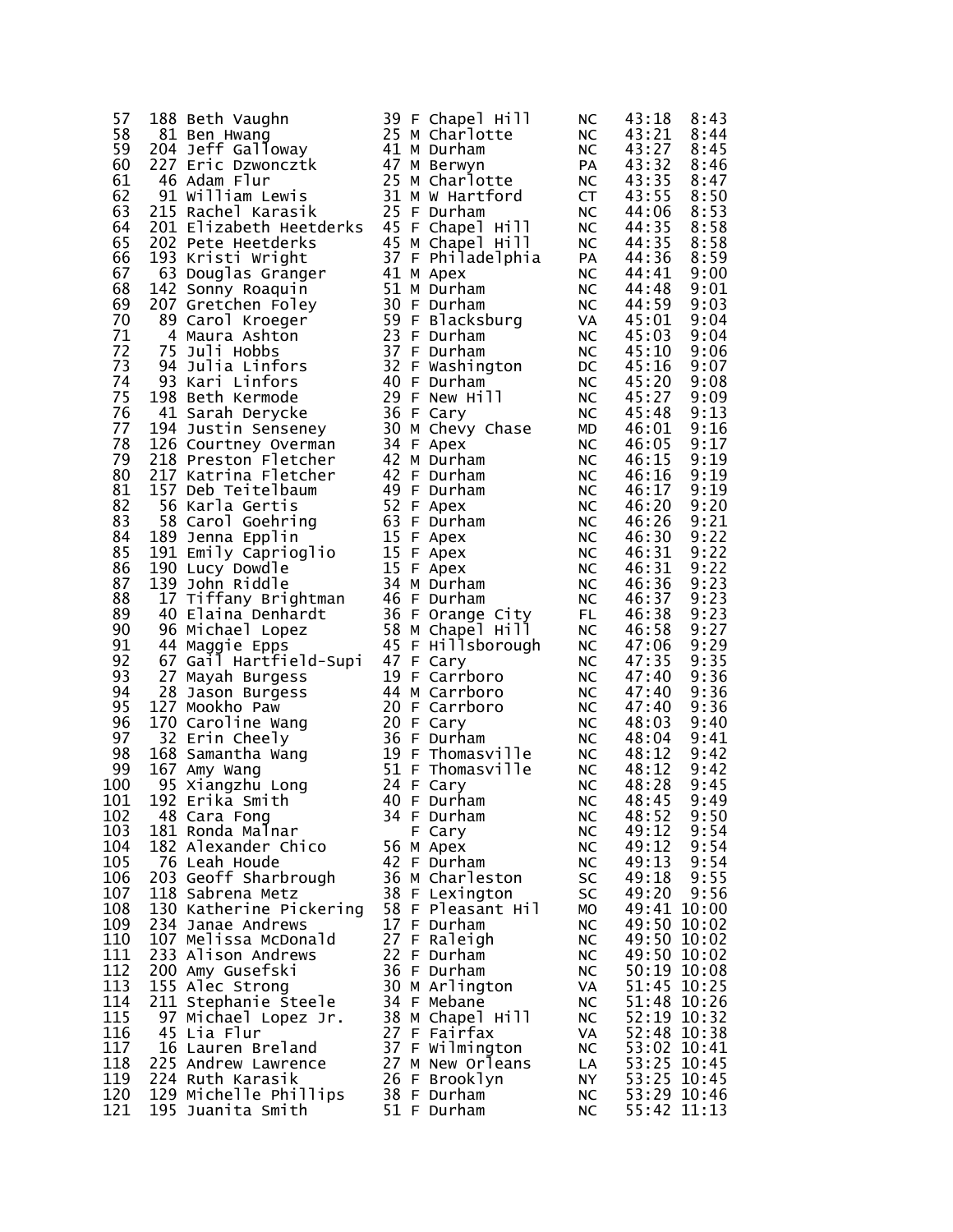| | | | | | | | | |
|---|---|---|---|---|---|---|---|---|
| 57 | 188 | Beth Vaughn | 39 | F | Chapel Hill | NC | 43:18 | 8:43 |
| 58 | 81 | Ben Hwang | 25 | M | Charlotte | NC | 43:21 | 8:44 |
| 59 | 204 | Jeff Galloway | 41 | M | Durham | NC | 43:27 | 8:45 |
| 60 | 227 | Eric Dzwoncztk | 47 | M | Berwyn | PA | 43:32 | 8:46 |
| 61 | 46 | Adam Flur | 25 | M | Charlotte | NC | 43:35 | 8:47 |
| 62 | 91 | William Lewis | 31 | M | W Hartford | CT | 43:55 | 8:50 |
| 63 | 215 | Rachel Karasik | 25 | F | Durham | NC | 44:06 | 8:53 |
| 64 | 201 | Elizabeth Heetderks | 45 | F | Chapel Hill | NC | 44:35 | 8:58 |
| 65 | 202 | Pete Heetderks | 45 | M | Chapel Hill | NC | 44:35 | 8:58 |
| 66 | 193 | Kristi Wright | 37 | F | Philadelphia | PA | 44:36 | 8:59 |
| 67 | 63 | Douglas Granger | 41 | M | Apex | NC | 44:41 | 9:00 |
| 68 | 142 | Sonny Roaquin | 51 | M | Durham | NC | 44:48 | 9:01 |
| 69 | 207 | Gretchen Foley | 30 | F | Durham | NC | 44:59 | 9:03 |
| 70 | 89 | Carol Kroeger | 59 | F | Blacksburg | VA | 45:01 | 9:04 |
| 71 | 4 | Maura Ashton | 23 | F | Durham | NC | 45:03 | 9:04 |
| 72 | 75 | Juli Hobbs | 37 | F | Durham | NC | 45:10 | 9:06 |
| 73 | 94 | Julia Linfors | 32 | F | Washington | DC | 45:16 | 9:07 |
| 74 | 93 | Kari Linfors | 40 | F | Durham | NC | 45:20 | 9:08 |
| 75 | 198 | Beth Kermode | 29 | F | New Hill | NC | 45:27 | 9:09 |
| 76 | 41 | Sarah Derycke | 36 | F | Cary | NC | 45:48 | 9:13 |
| 77 | 194 | Justin Senseney | 30 | M | Chevy Chase | MD | 46:01 | 9:16 |
| 78 | 126 | Courtney Overman | 34 | F | Apex | NC | 46:05 | 9:17 |
| 79 | 218 | Preston Fletcher | 42 | M | Durham | NC | 46:15 | 9:19 |
| 80 | 217 | Katrina Fletcher | 42 | F | Durham | NC | 46:16 | 9:19 |
| 81 | 157 | Deb Teitelbaum | 49 | F | Durham | NC | 46:17 | 9:19 |
| 82 | 56 | Karla Gertis | 52 | F | Apex | NC | 46:20 | 9:20 |
| 83 | 58 | Carol Goehring | 63 | F | Durham | NC | 46:26 | 9:21 |
| 84 | 189 | Jenna Epplin | 15 | F | Apex | NC | 46:30 | 9:22 |
| 85 | 191 | Emily Caprioglio | 15 | F | Apex | NC | 46:31 | 9:22 |
| 86 | 190 | Lucy Dowdle | 15 | F | Apex | NC | 46:31 | 9:22 |
| 87 | 139 | John Riddle | 34 | M | Durham | NC | 46:36 | 9:23 |
| 88 | 17 | Tiffany Brightman | 46 | F | Durham | NC | 46:37 | 9:23 |
| 89 | 40 | Elaina Denhardt | 36 | F | Orange City | FL | 46:38 | 9:23 |
| 90 | 96 | Michael Lopez | 58 | M | Chapel Hill | NC | 46:58 | 9:27 |
| 91 | 44 | Maggie Epps | 45 | F | Hillsborough | NC | 47:06 | 9:29 |
| 92 | 67 | Gail Hartfield-Supi | 47 | F | Cary | NC | 47:35 | 9:35 |
| 93 | 27 | Mayah Burgess | 19 | F | Carrboro | NC | 47:40 | 9:36 |
| 94 | 28 | Jason Burgess | 44 | M | Carrboro | NC | 47:40 | 9:36 |
| 95 | 127 | Mookho Paw | 20 | F | Carrboro | NC | 47:40 | 9:36 |
| 96 | 170 | Caroline Wang | 20 | F | Cary | NC | 48:03 | 9:40 |
| 97 | 32 | Erin Cheely | 36 | F | Durham | NC | 48:04 | 9:41 |
| 98 | 168 | Samantha Wang | 19 | F | Thomasville | NC | 48:12 | 9:42 |
| 99 | 167 | Amy Wang | 51 | F | Thomasville | NC | 48:12 | 9:42 |
| 100 | 95 | Xiangzhu Long | 24 | F | Cary | NC | 48:28 | 9:45 |
| 101 | 192 | Erika Smith | 40 | F | Durham | NC | 48:45 | 9:49 |
| 102 | 48 | Cara Fong | 34 | F | Durham | NC | 48:52 | 9:50 |
| 103 | 181 | Ronda Malnar | | F | Cary | NC | 49:12 | 9:54 |
| 104 | 182 | Alexander Chico | 56 | M | Apex | NC | 49:12 | 9:54 |
| 105 | 76 | Leah Houde | 42 | F | Durham | NC | 49:13 | 9:54 |
| 106 | 203 | Geoff Sharbrough | 36 | M | Charleston | SC | 49:18 | 9:55 |
| 107 | 118 | Sabrena Metz | 38 | F | Lexington | SC | 49:20 | 9:56 |
| 108 | 130 | Katherine Pickering | 58 | F | Pleasant Hil | MO | 49:41 | 10:00 |
| 109 | 234 | Janae Andrews | 17 | F | Durham | NC | 49:50 | 10:02 |
| 110 | 107 | Melissa McDonald | 27 | F | Raleigh | NC | 49:50 | 10:02 |
| 111 | 233 | Alison Andrews | 22 | F | Durham | NC | 49:50 | 10:02 |
| 112 | 200 | Amy Gusefski | 36 | F | Durham | NC | 50:19 | 10:08 |
| 113 | 155 | Alec Strong | 30 | M | Arlington | VA | 51:45 | 10:25 |
| 114 | 211 | Stephanie Steele | 34 | F | Mebane | NC | 51:48 | 10:26 |
| 115 | 97 | Michael Lopez Jr. | 38 | M | Chapel Hill | NC | 52:19 | 10:32 |
| 116 | 45 | Lia Flur | 27 | F | Fairfax | VA | 52:48 | 10:38 |
| 117 | 16 | Lauren Breland | 37 | F | Wilmington | NC | 53:02 | 10:41 |
| 118 | 225 | Andrew Lawrence | 27 | M | New Orleans | LA | 53:25 | 10:45 |
| 119 | 224 | Ruth Karasik | 26 | F | Brooklyn | NY | 53:25 | 10:45 |
| 120 | 129 | Michelle Phillips | 38 | F | Durham | NC | 53:29 | 10:46 |
| 121 | 195 | Juanita Smith | 51 | F | Durham | NC | 55:42 | 11:13 |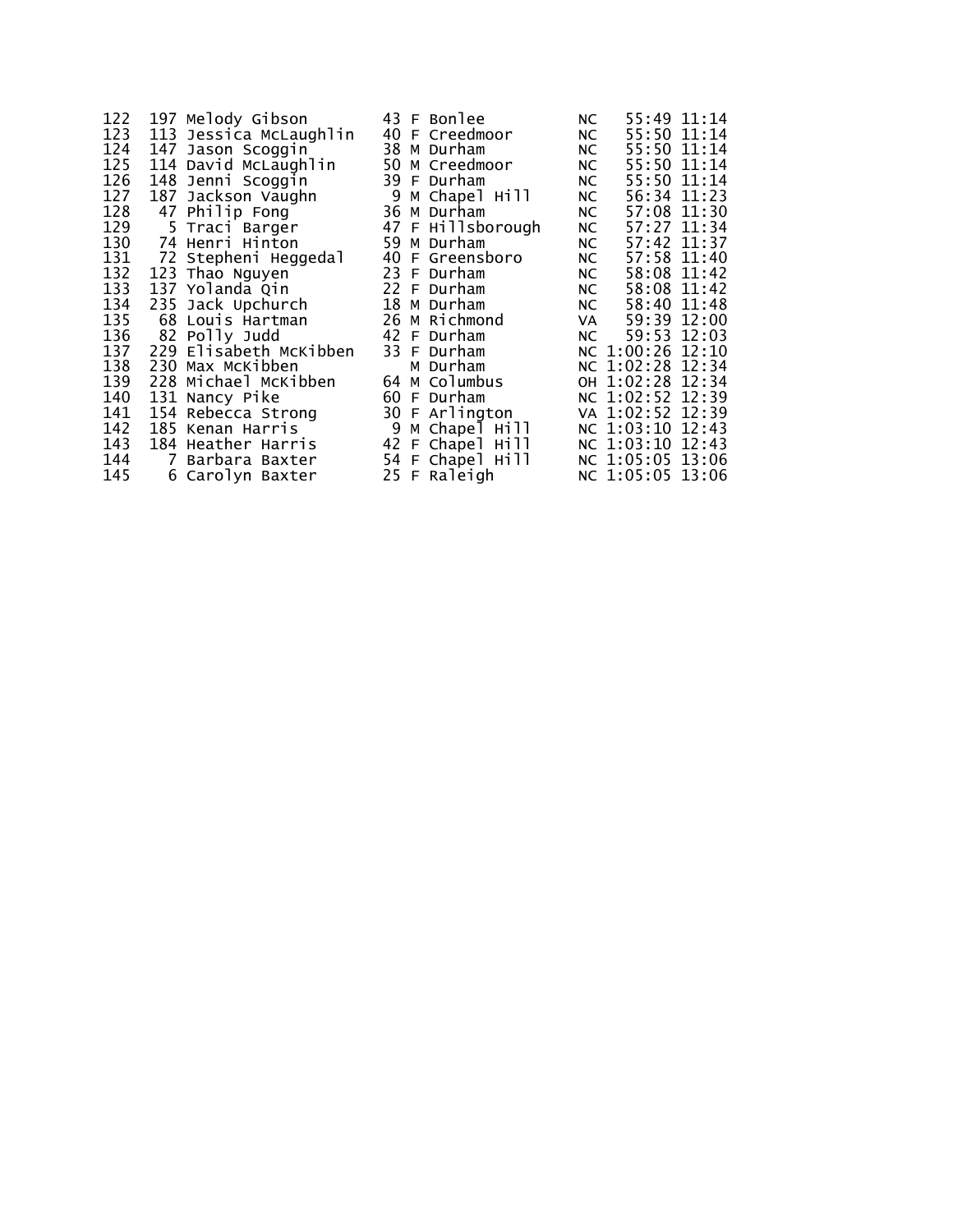| | | | | | | | | |
|---|---|---|---|---|---|---|---|---|
| 122 | 197 | Melody Gibson | 43 | F | Bonlee | NC | 55:49 | 11:14 |
| 123 | 113 | Jessica McLaughlin | 40 | F | Creedmoor | NC | 55:50 | 11:14 |
| 124 | 147 | Jason Scoggin | 38 | M | Durham | NC | 55:50 | 11:14 |
| 125 | 114 | David McLaughlin | 50 | M | Creedmoor | NC | 55:50 | 11:14 |
| 126 | 148 | Jenni Scoggin | 39 | F | Durham | NC | 55:50 | 11:14 |
| 127 | 187 | Jackson Vaughn | 9 | M | Chapel Hill | NC | 56:34 | 11:23 |
| 128 | 47 | Philip Fong | 36 | M | Durham | NC | 57:08 | 11:30 |
| 129 | 5 | Traci Barger | 47 | F | Hillsborough | NC | 57:27 | 11:34 |
| 130 | 74 | Henri Hinton | 59 | M | Durham | NC | 57:42 | 11:37 |
| 131 | 72 | Stepheni Heggedal | 40 | F | Greensboro | NC | 57:58 | 11:40 |
| 132 | 123 | Thao Nguyen | 23 | F | Durham | NC | 58:08 | 11:42 |
| 133 | 137 | Yolanda Qin | 22 | F | Durham | NC | 58:08 | 11:42 |
| 134 | 235 | Jack Upchurch | 18 | M | Durham | NC | 58:40 | 11:48 |
| 135 | 68 | Louis Hartman | 26 | M | Richmond | VA | 59:39 | 12:00 |
| 136 | 82 | Polly Judd | 42 | F | Durham | NC | 59:53 | 12:03 |
| 137 | 229 | Elisabeth McKibben | 33 | F | Durham | NC | 1:00:26 | 12:10 |
| 138 | 230 | Max McKibben | | M | Durham | NC | 1:02:28 | 12:34 |
| 139 | 228 | Michael McKibben | 64 | M | Columbus | OH | 1:02:28 | 12:34 |
| 140 | 131 | Nancy Pike | 60 | F | Durham | NC | 1:02:52 | 12:39 |
| 141 | 154 | Rebecca Strong | 30 | F | Arlington | VA | 1:02:52 | 12:39 |
| 142 | 185 | Kenan Harris | 9 | M | Chapel Hill | NC | 1:03:10 | 12:43 |
| 143 | 184 | Heather Harris | 42 | F | Chapel Hill | NC | 1:03:10 | 12:43 |
| 144 | 7 | Barbara Baxter | 54 | F | Chapel Hill | NC | 1:05:05 | 13:06 |
| 145 | 6 | Carolyn Baxter | 25 | F | Raleigh | NC | 1:05:05 | 13:06 |